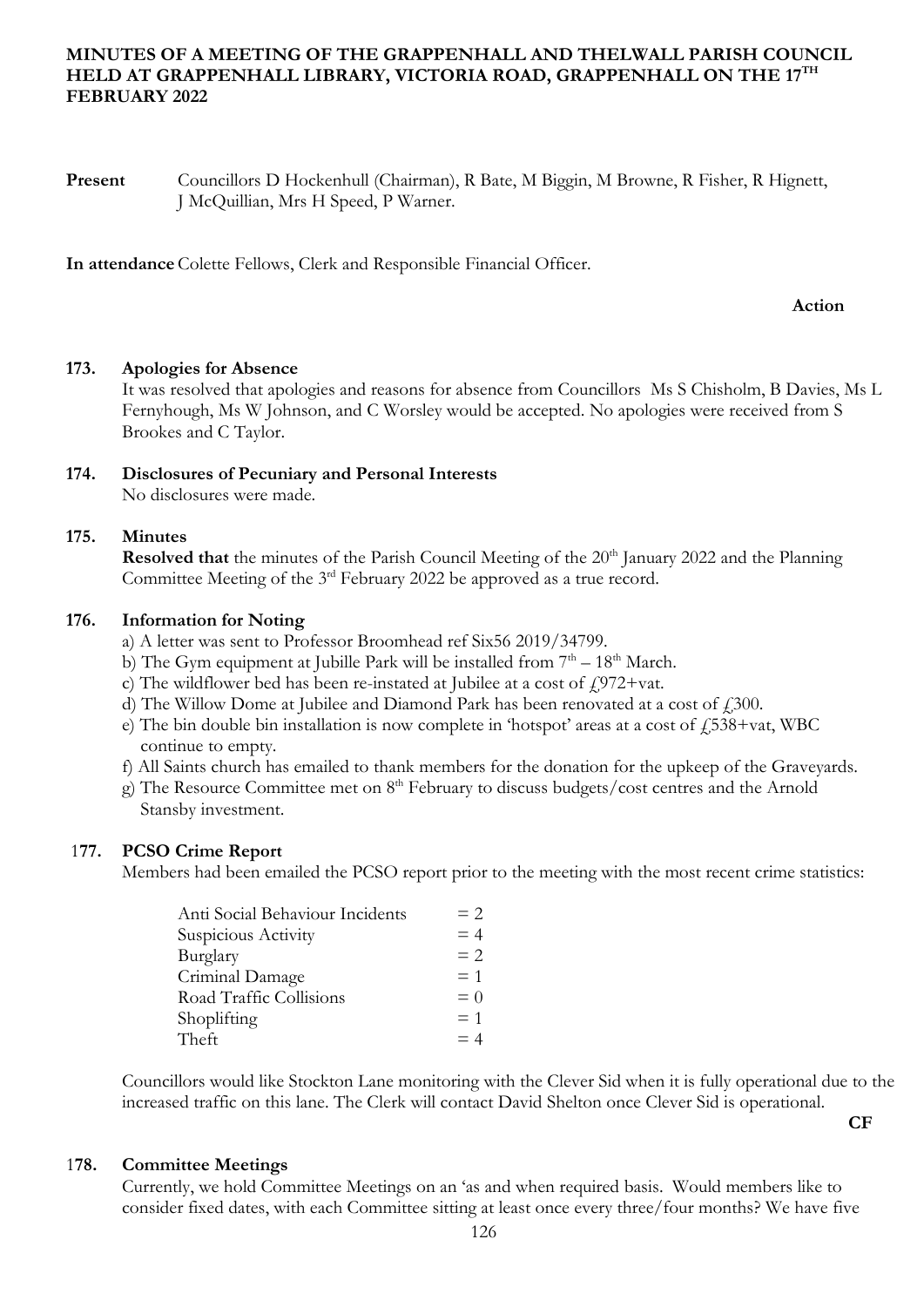# MINUTES OF A MEETING OF THE GRAPPENHALL AND THELWALL PARISH COUNCIL HELD AT GRAPPENHALL LIBRARY, VICTORIA ROAD, GRAPPENHALL ON THE 17TH FEBRUARY 2022

**Present** Councillors D Hockenhull (Chairman), R Bate, M Biggin, M Browne, R Fisher, R Hignett, J McQuillian, Mrs H Speed, P Warner.

**In attendance** Colette Fellows, Clerk and Responsible Financial Officer.

**Action**

### 173. Apologies for Absence

It was resolved that apologies and reasons for absence from Councillors Ms S Chisholm, B Davies, Ms L Fernyhough, Ms W Johnson, and C Worsley would be accepted. No apologies were received from S Brookes and C Taylor.

### 174. Disclosures of Pecuniary and Personal Interests

No disclosures were made.

### 175. Minutes

**Resolved that** the minutes of the Parish Council Meeting of the 20th January 2022 and the Planning Committee Meeting of the 3rd February 2022 be approved as a true record.

### 176. Information for Noting

a) A letter was sent to Professor Broomhead ref Six56 2019/34799.
b) The Gym equipment at Jubille Park will be installed from 7th – 18th March.
c) The wildflower bed has been re-instated at Jubilee at a cost of £972+vat.
d) The Willow Dome at Jubilee and Diamond Park has been renovated at a cost of £300.
e) The bin double bin installation is now complete in 'hotspot' areas at a cost of £538+vat, WBC continue to empty.
f) All Saints church has emailed to thank members for the donation for the upkeep of the Graveyards.
g) The Resource Committee met on 8th February to discuss budgets/cost centres and the Arnold Stansby investment.

### 177. PCSO Crime Report

Members had been emailed the PCSO report prior to the meeting with the most recent crime statistics:

| | |
|---|---|
| Anti Social Behaviour Incidents | = 2 |
| Suspicious Activity | = 4 |
| Burglary | = 2 |
| Criminal Damage | = 1 |
| Road Traffic Collisions | = 0 |
| Shoplifting | = 1 |
| Theft | = 4 |

Councillors would like Stockton Lane monitoring with the Clever Sid when it is fully operational due to the increased traffic on this lane. The Clerk will contact David Shelton once Clever Sid is operational. **CF**

### 178. Committee Meetings

Currently, we hold Committee Meetings on an 'as and when required basis. Would members like to consider fixed dates, with each Committee sitting at least once every three/four months? We have five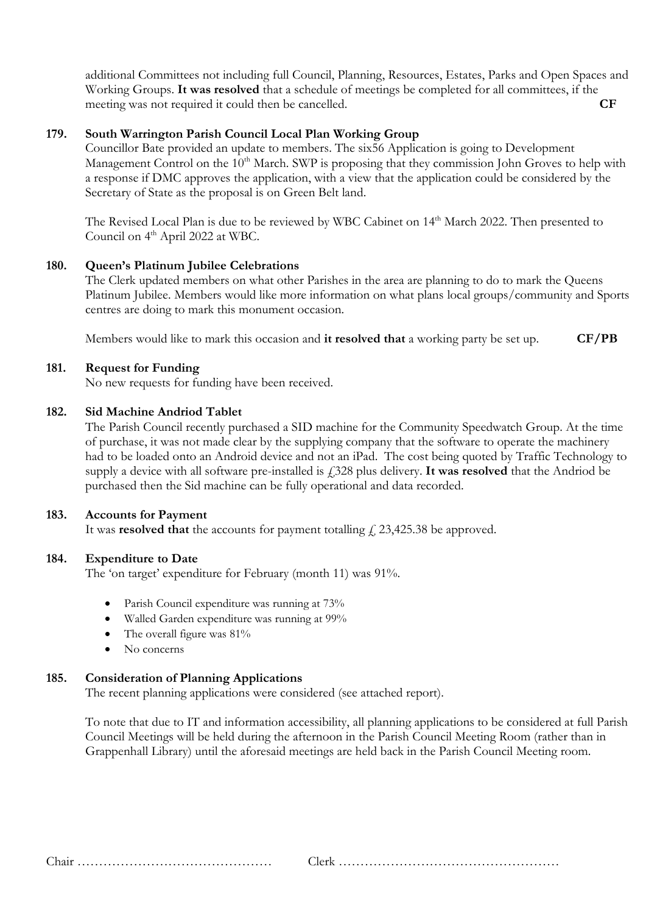additional Committees not including full Council, Planning, Resources, Estates, Parks and Open Spaces and Working Groups. **It was resolved** that a schedule of meetings be completed for all committees, if the meeting was not required it could then be cancelled. **CF**

**179. South Warrington Parish Council Local Plan Working Group**

Councillor Bate provided an update to members. The six56 Application is going to Development Management Control on the 10th March. SWP is proposing that they commission John Groves to help with a response if DMC approves the application, with a view that the application could be considered by the Secretary of State as the proposal is on Green Belt land.

The Revised Local Plan is due to be reviewed by WBC Cabinet on 14th March 2022. Then presented to Council on 4th April 2022 at WBC.

**180. Queen's Platinum Jubilee Celebrations**

The Clerk updated members on what other Parishes in the area are planning to do to mark the Queens Platinum Jubilee. Members would like more information on what plans local groups/community and Sports centres are doing to mark this monument occasion.

Members would like to mark this occasion and **it resolved that** a working party be set up. **CF/PB**

**181. Request for Funding**

No new requests for funding have been received.

**182. Sid Machine Andriod Tablet**

The Parish Council recently purchased a SID machine for the Community Speedwatch Group. At the time of purchase, it was not made clear by the supplying company that the software to operate the machinery had to be loaded onto an Android device and not an iPad. The cost being quoted by Traffic Technology to supply a device with all software pre-installed is £328 plus delivery. **It was resolved** that the Andriod be purchased then the Sid machine can be fully operational and data recorded.

**183. Accounts for Payment**

It was **resolved that** the accounts for payment totalling £ 23,425.38 be approved.

**184. Expenditure to Date**

The 'on target' expenditure for February (month 11) was 91%.

- Parish Council expenditure was running at 73%
- Walled Garden expenditure was running at 99%
- The overall figure was 81%
- No concerns

**185. Consideration of Planning Applications**

The recent planning applications were considered (see attached report).

To note that due to IT and information accessibility, all planning applications to be considered at full Parish Council Meetings will be held during the afternoon in the Parish Council Meeting Room (rather than in Grappenhall Library) until the aforesaid meetings are held back in the Parish Council Meeting room.

Chair ……………………………………… Clerk ……………………………………………